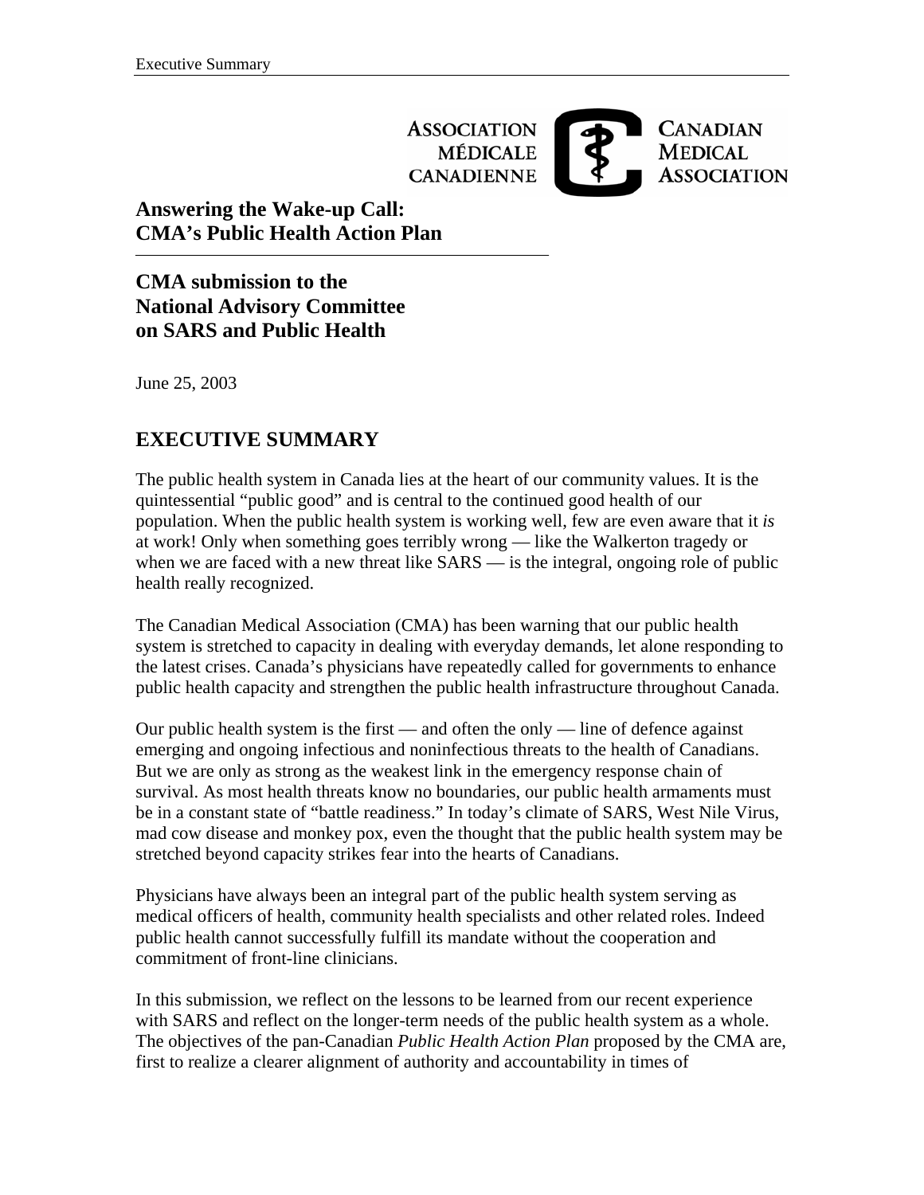ASSOCIATION MÉDICALE CANADIENNE — CANADIAN MEDICAL ASSOCIATION

# Answering the Wake-up Call: CMA's Public Health Action Plan

## CMA submission to the National Advisory Committee on SARS and Public Health

June 25, 2003

## EXECUTIVE SUMMARY

The public health system in Canada lies at the heart of our community values. It is the quintessential "public good" and is central to the continued good health of our population. When the public health system is working well, few are even aware that it *is* at work! Only when something goes terribly wrong — like the Walkerton tragedy or when we are faced with a new threat like SARS — is the integral, ongoing role of public health really recognized.

The Canadian Medical Association (CMA) has been warning that our public health system is stretched to capacity in dealing with everyday demands, let alone responding to the latest crises. Canada's physicians have repeatedly called for governments to enhance public health capacity and strengthen the public health infrastructure throughout Canada.

Our public health system is the first — and often the only — line of defence against emerging and ongoing infectious and noninfectious threats to the health of Canadians. But we are only as strong as the weakest link in the emergency response chain of survival. As most health threats know no boundaries, our public health armaments must be in a constant state of "battle readiness." In today's climate of SARS, West Nile Virus, mad cow disease and monkey pox, even the thought that the public health system may be stretched beyond capacity strikes fear into the hearts of Canadians.

Physicians have always been an integral part of the public health system serving as medical officers of health, community health specialists and other related roles. Indeed public health cannot successfully fulfill its mandate without the cooperation and commitment of front-line clinicians.

In this submission, we reflect on the lessons to be learned from our recent experience with SARS and reflect on the longer-term needs of the public health system as a whole. The objectives of the pan-Canadian *Public Health Action Plan* proposed by the CMA are, first to realize a clearer alignment of authority and accountability in times of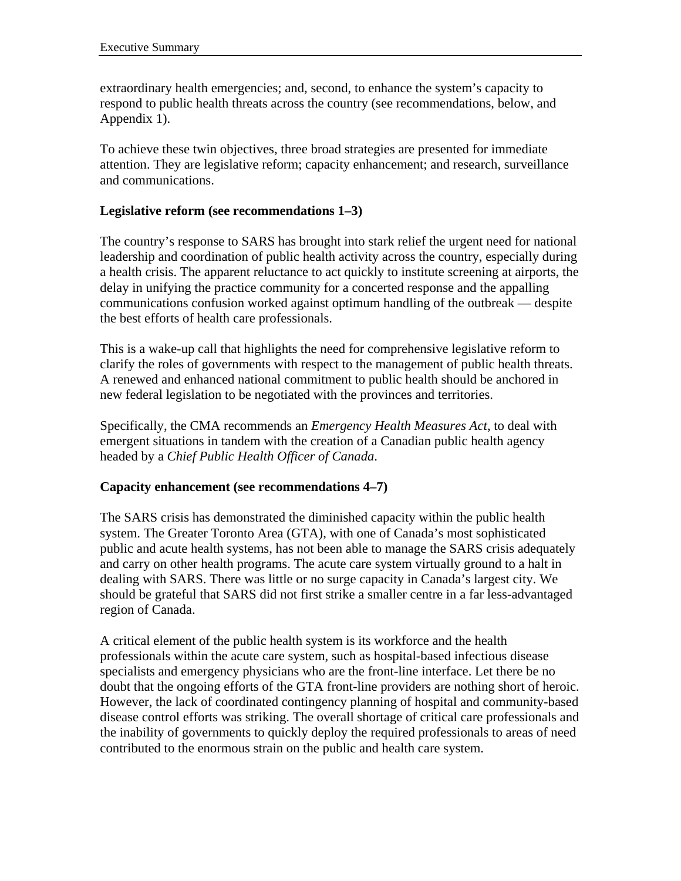extraordinary health emergencies; and, second, to enhance the system's capacity to respond to public health threats across the country (see recommendations, below, and Appendix 1).

To achieve these twin objectives, three broad strategies are presented for immediate attention. They are legislative reform; capacity enhancement; and research, surveillance and communications.

**Legislative reform (see recommendations 1–3)**

The country's response to SARS has brought into stark relief the urgent need for national leadership and coordination of public health activity across the country, especially during a health crisis. The apparent reluctance to act quickly to institute screening at airports, the delay in unifying the practice community for a concerted response and the appalling communications confusion worked against optimum handling of the outbreak — despite the best efforts of health care professionals.

This is a wake-up call that highlights the need for comprehensive legislative reform to clarify the roles of governments with respect to the management of public health threats. A renewed and enhanced national commitment to public health should be anchored in new federal legislation to be negotiated with the provinces and territories.

Specifically, the CMA recommends an *Emergency Health Measures Act*, to deal with emergent situations in tandem with the creation of a Canadian public health agency headed by a *Chief Public Health Officer of Canada*.

**Capacity enhancement (see recommendations 4–7)**

The SARS crisis has demonstrated the diminished capacity within the public health system. The Greater Toronto Area (GTA), with one of Canada's most sophisticated public and acute health systems, has not been able to manage the SARS crisis adequately and carry on other health programs. The acute care system virtually ground to a halt in dealing with SARS. There was little or no surge capacity in Canada's largest city. We should be grateful that SARS did not first strike a smaller centre in a far less-advantaged region of Canada.

A critical element of the public health system is its workforce and the health professionals within the acute care system, such as hospital-based infectious disease specialists and emergency physicians who are the front-line interface. Let there be no doubt that the ongoing efforts of the GTA front-line providers are nothing short of heroic. However, the lack of coordinated contingency planning of hospital and community-based disease control efforts was striking. The overall shortage of critical care professionals and the inability of governments to quickly deploy the required professionals to areas of need contributed to the enormous strain on the public and health care system.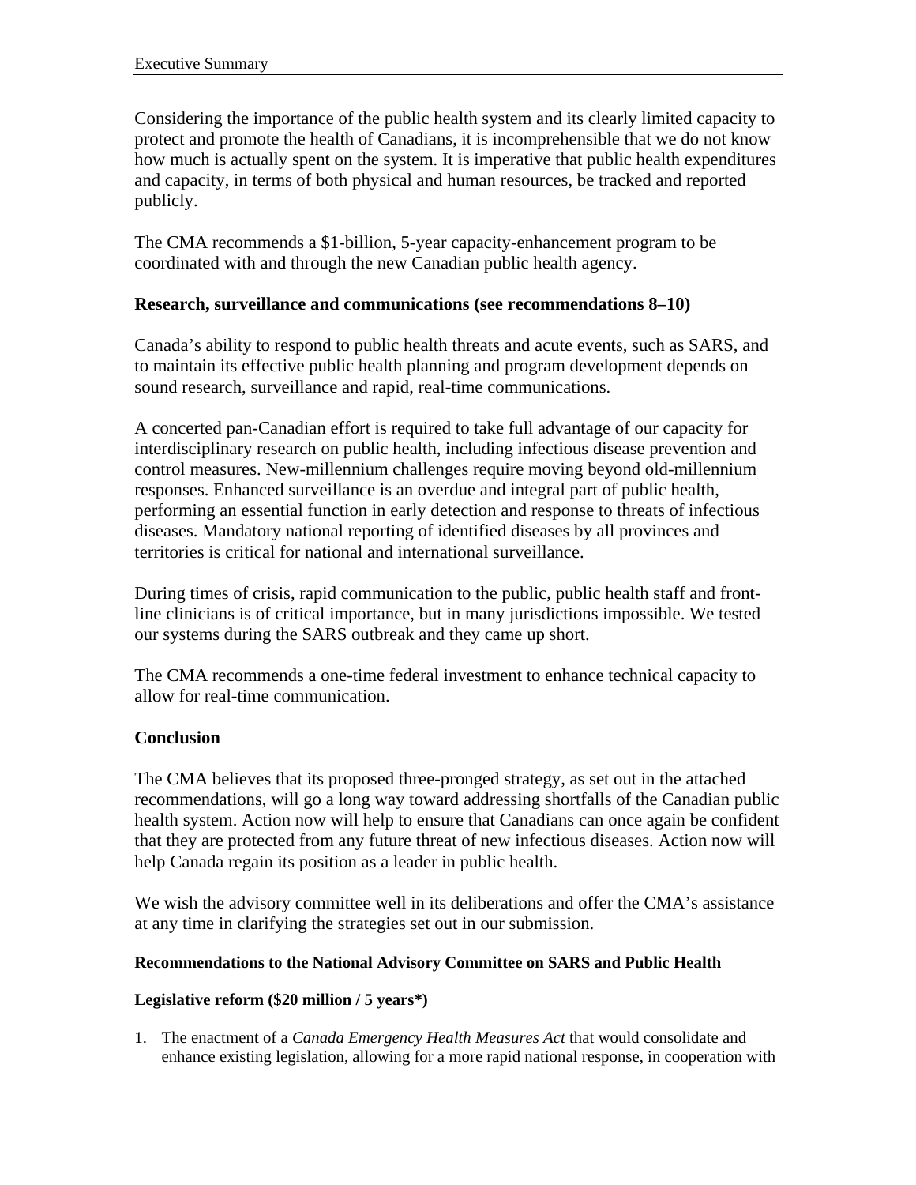Considering the importance of the public health system and its clearly limited capacity to protect and promote the health of Canadians, it is incomprehensible that we do not know how much is actually spent on the system. It is imperative that public health expenditures and capacity, in terms of both physical and human resources, be tracked and reported publicly.

The CMA recommends a $1-billion, 5-year capacity-enhancement program to be coordinated with and through the new Canadian public health agency.

### Research, surveillance and communications (see recommendations 8–10)

Canada's ability to respond to public health threats and acute events, such as SARS, and to maintain its effective public health planning and program development depends on sound research, surveillance and rapid, real-time communications.

A concerted pan-Canadian effort is required to take full advantage of our capacity for interdisciplinary research on public health, including infectious disease prevention and control measures. New-millennium challenges require moving beyond old-millennium responses. Enhanced surveillance is an overdue and integral part of public health, performing an essential function in early detection and response to threats of infectious diseases. Mandatory national reporting of identified diseases by all provinces and territories is critical for national and international surveillance.

During times of crisis, rapid communication to the public, public health staff and front-line clinicians is of critical importance, but in many jurisdictions impossible. We tested our systems during the SARS outbreak and they came up short.

The CMA recommends a one-time federal investment to enhance technical capacity to allow for real-time communication.

### Conclusion

The CMA believes that its proposed three-pronged strategy, as set out in the attached recommendations, will go a long way toward addressing shortfalls of the Canadian public health system. Action now will help to ensure that Canadians can once again be confident that they are protected from any future threat of new infectious diseases. Action now will help Canada regain its position as a leader in public health.

We wish the advisory committee well in its deliberations and offer the CMA's assistance at any time in clarifying the strategies set out in our submission.

#### Recommendations to the National Advisory Committee on SARS and Public Health

#### Legislative reform ($20 million / 5 years*)

1. The enactment of a *Canada Emergency Health Measures Act* that would consolidate and enhance existing legislation, allowing for a more rapid national response, in cooperation with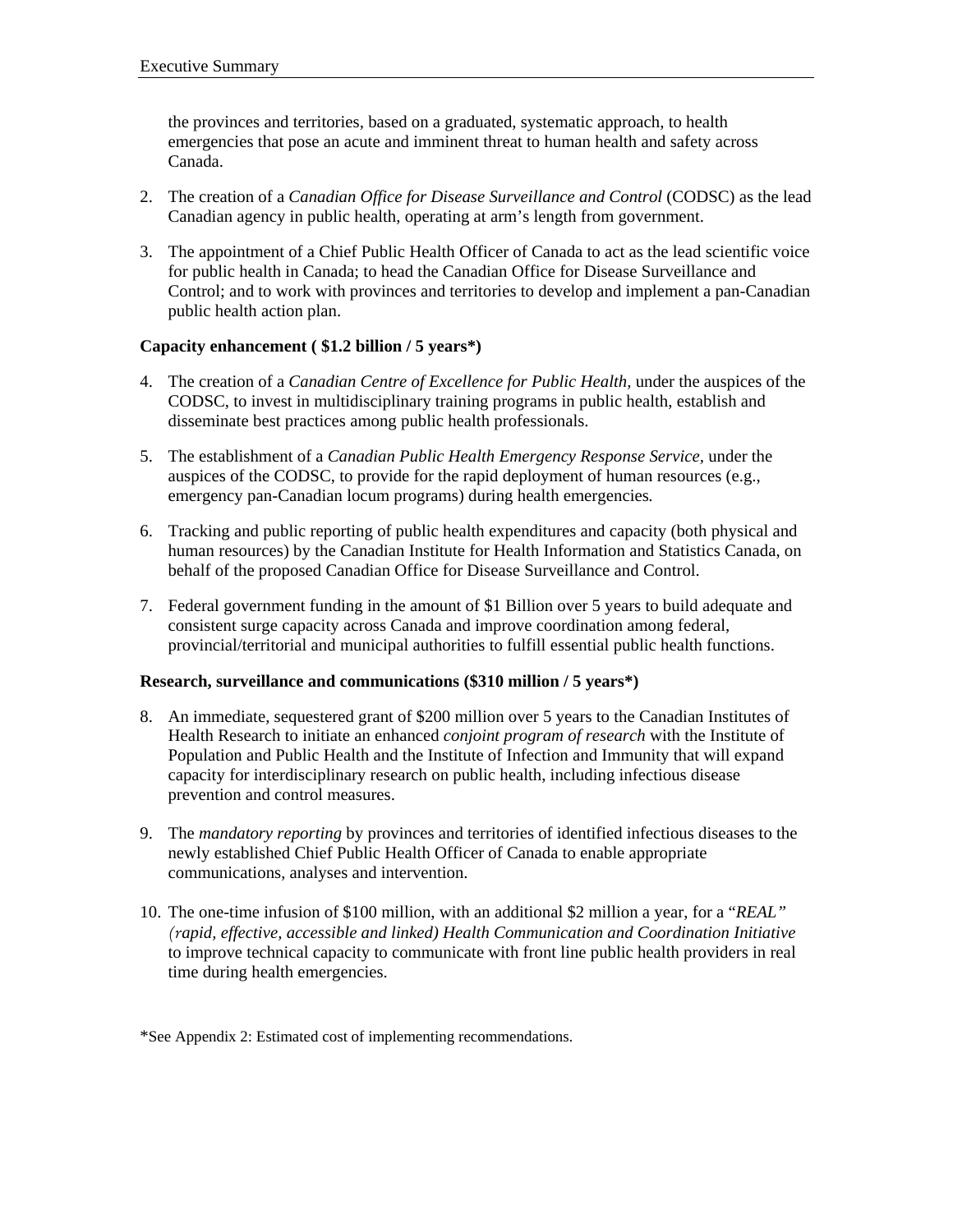the provinces and territories, based on a graduated, systematic approach, to health emergencies that pose an acute and imminent threat to human health and safety across Canada.

2. The creation of a *Canadian Office for Disease Surveillance and Control* (CODSC) as the lead Canadian agency in public health, operating at arm's length from government.

3. The appointment of a Chief Public Health Officer of Canada to act as the lead scientific voice for public health in Canada; to head the Canadian Office for Disease Surveillance and Control; and to work with provinces and territories to develop and implement a pan-Canadian public health action plan.

**Capacity enhancement ( $1.2 billion / 5 years*)**

4. The creation of a *Canadian Centre of Excellence for Public Health*, under the auspices of the CODSC, to invest in multidisciplinary training programs in public health, establish and disseminate best practices among public health professionals.

5. The establishment of a *Canadian Public Health Emergency Response Service*, under the auspices of the CODSC, to provide for the rapid deployment of human resources (e.g., emergency pan-Canadian locum programs) during health emergencies.

6. Tracking and public reporting of public health expenditures and capacity (both physical and human resources) by the Canadian Institute for Health Information and Statistics Canada, on behalf of the proposed Canadian Office for Disease Surveillance and Control.

7. Federal government funding in the amount of $1 Billion over 5 years to build adequate and consistent surge capacity across Canada and improve coordination among federal, provincial/territorial and municipal authorities to fulfill essential public health functions.

**Research, surveillance and communications ($310 million / 5 years*)**

8. An immediate, sequestered grant of $200 million over 5 years to the Canadian Institutes of Health Research to initiate an enhanced *conjoint program of research* with the Institute of Population and Public Health and the Institute of Infection and Immunity that will expand capacity for interdisciplinary research on public health, including infectious disease prevention and control measures.

9. The *mandatory reporting* by provinces and territories of identified infectious diseases to the newly established Chief Public Health Officer of Canada to enable appropriate communications, analyses and intervention.

10. The one-time infusion of $100 million, with an additional $2 million a year, for a "*REAL" (rapid, effective, accessible and linked) Health Communication and Coordination Initiative* to improve technical capacity to communicate with front line public health providers in real time during health emergencies.

*See Appendix 2: Estimated cost of implementing recommendations.